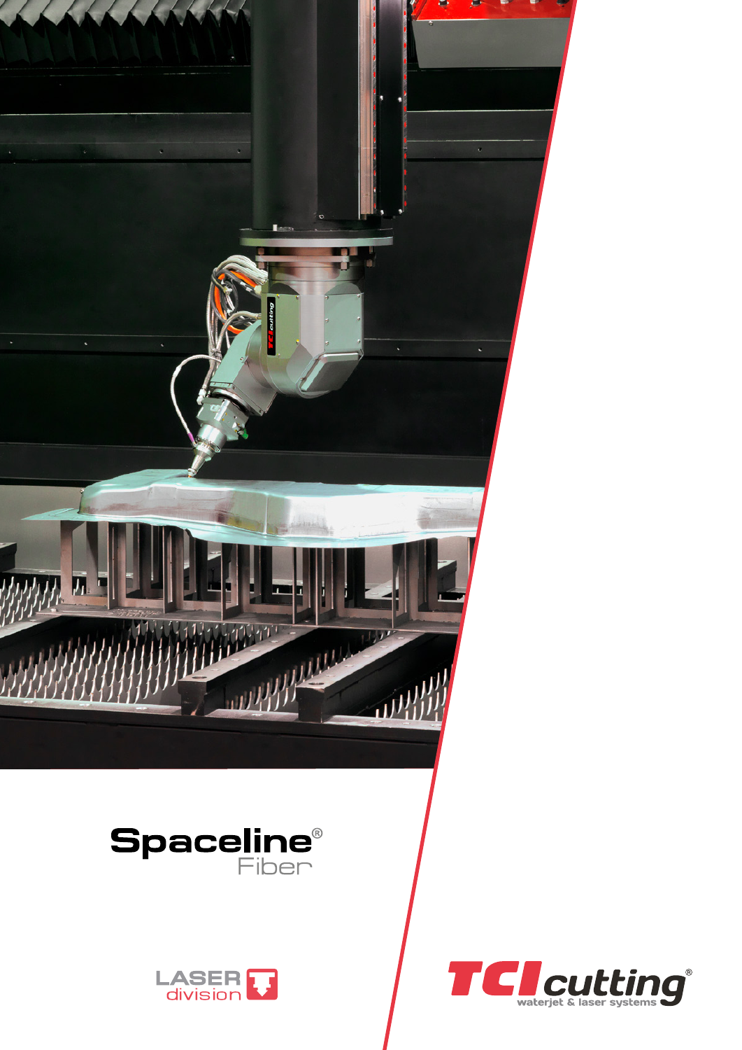# Spaceline® Fiber

LASER division

TCI cutting® waterjet & laser systems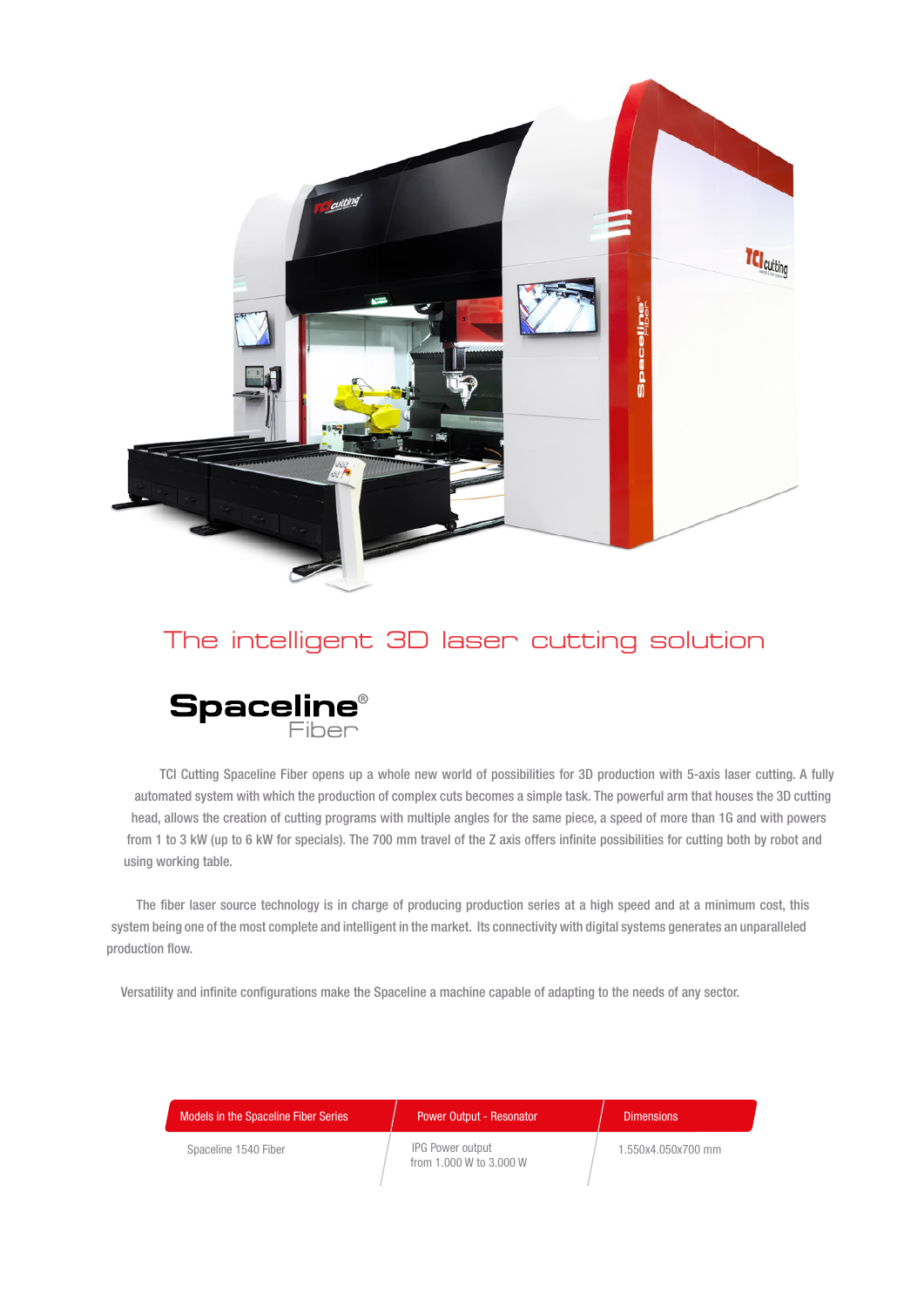# The intelligent 3D laser cutting solution

## Spaceline® Fiber

TCI Cutting Spaceline Fiber opens up a whole new world of possibilities for 3D production with 5-axis laser cutting. A fully automated system with which the production of complex cuts becomes a simple task. The powerful arm that houses the 3D cutting head, allows the creation of cutting programs with multiple angles for the same piece, a speed of more than 1G and with powers from 1 to 3 kW (up to 6 kW for specials). The 700 mm travel of the Z axis offers infinite possibilities for cutting both by robot and using working table.

The fiber laser source technology is in charge of producing production series at a high speed and at a minimum cost, this system being one of the most complete and intelligent in the market. Its connectivity with digital systems generates an unparalleled production flow.

Versatility and infinite configurations make the Spaceline a machine capable of adapting to the needs of any sector.

| Models in the Spaceline Fiber Series | Power Output - Resonator | Dimensions |
|---|---|---|
| Spaceline 1540 Fiber | IPG Power output from 1.000 W to 3.000 W | 1.550x4.050x700 mm |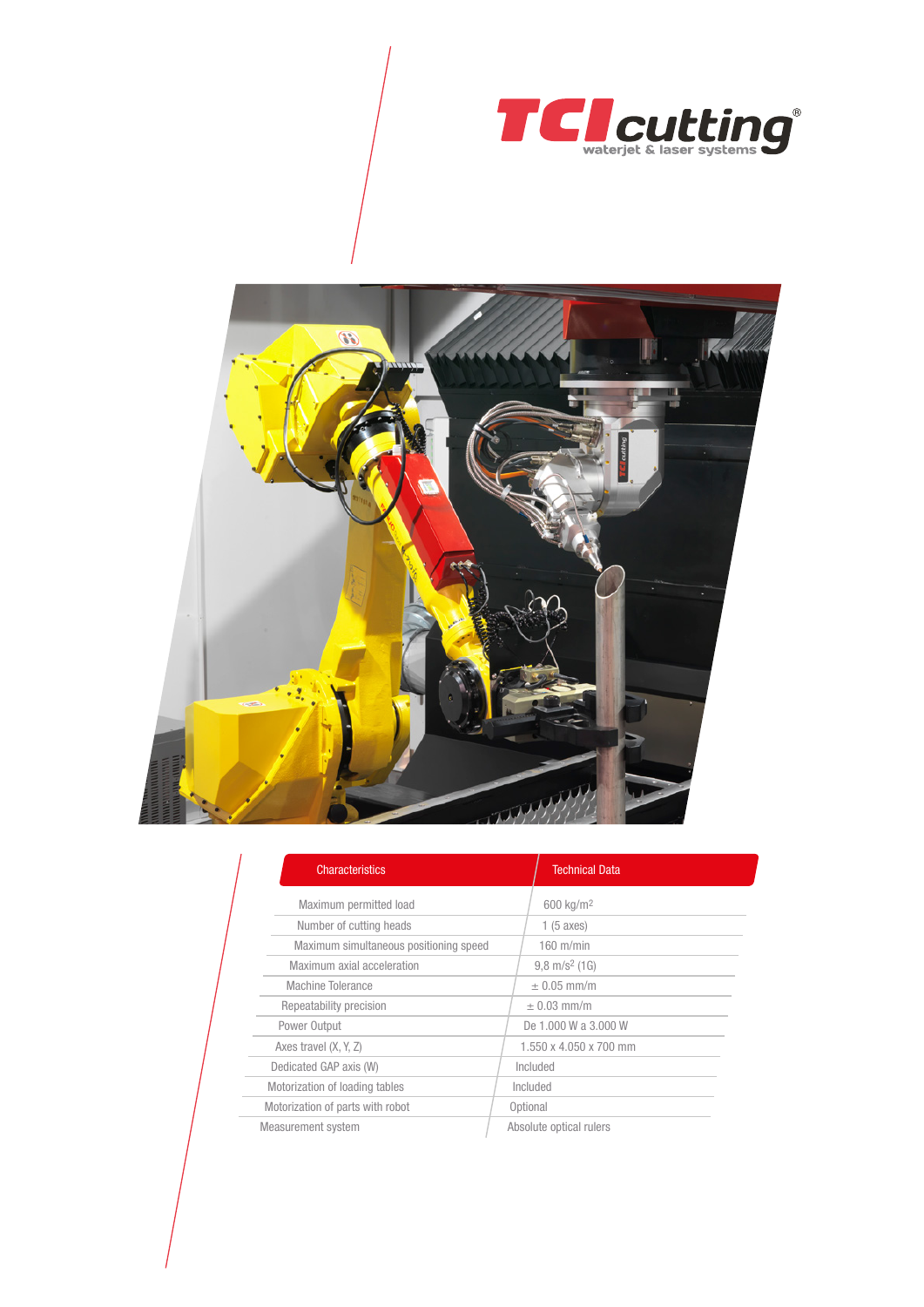| Characteristics | Technical Data |
|---|---|
| Maximum permitted load | 600 kg/m$^2$ |
| Number of cutting heads | 1 (5 axes) |
| Maximum simultaneous positioning speed | 160 m/min |
| Maximum axial acceleration | 9,8 m/s$^2$ (1G) |
| Machine Tolerance | ± 0.05 mm/m |
| Repeatability precision | ± 0.03 mm/m |
| Power Output | De 1.000 W a 3.000 W |
| Axes travel (X, Y, Z) | 1.550 x 4.050 x 700 mm |
| Dedicated GAP axis (W) | Included |
| Motorization of loading tables | Included |
| Motorization of parts with robot | Optional |
| Measurement system | Absolute optical rulers |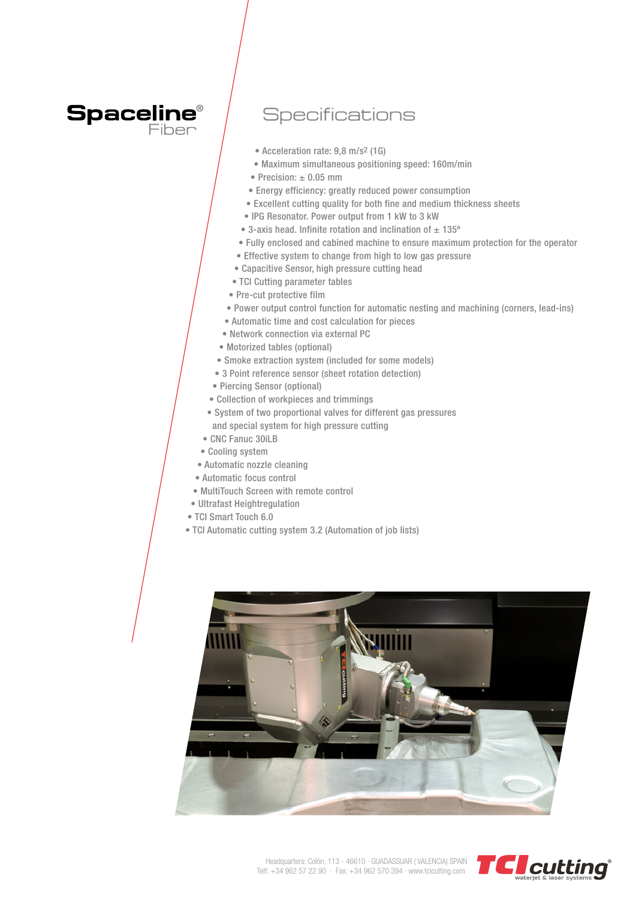# Spaceline® Fiber

## Specifications

- Acceleration rate: 9,8 m/s$^2$ (1G)
- Maximum simultaneous positioning speed: 160m/min
- Precision: ± 0.05 mm
- Energy efficiency: greatly reduced power consumption
- Excellent cutting quality for both fine and medium thickness sheets
- IPG Resonator. Power output from 1 kW to 3 kW
- 3-axis head. Infinite rotation and inclination of ± 135º
- Fully enclosed and cabined machine to ensure maximum protection for the operator
- Effective system to change from high to low gas pressure
- Capacitive Sensor, high pressure cutting head
- TCI Cutting parameter tables
- Pre-cut protective film
- Power output control function for automatic nesting and machining (corners, lead-ins)
- Automatic time and cost calculation for pieces
- Network connection via external PC
- Motorized tables (optional)
- Smoke extraction system (included for some models)
- 3 Point reference sensor (sheet rotation detection)
- Piercing Sensor (optional)
- Collection of workpieces and trimmings
- System of two proportional valves for different gas pressures and special system for high pressure cutting
- CNC Fanuc 30iLB
- Cooling system
- Automatic nozzle cleaning
- Automatic focus control
- MultiTouch Screen with remote control
- Ultrafast Heightregulation
- TCI Smart Touch 6.0
- TCI Automatic cutting system 3.2 (Automation of job lists)

Headquarters: Colón, 113 - 46610 · GUADASSUAR ( VALENCIA) SPAIN
Telf: +34 962 57 22 90 · Fax: +34 962 570 394 · www.tcicutting.com

TCI cutting® waterjet & laser systems